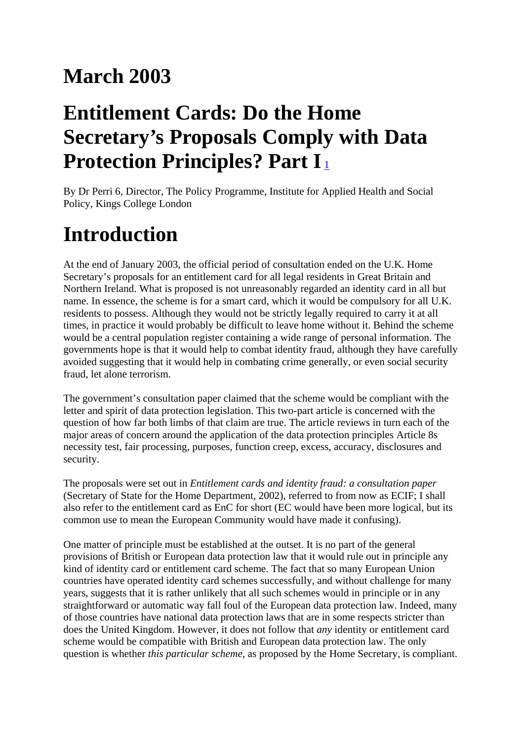# March 2003

# Entitlement Cards: Do the Home Secretary's Proposals Comply with Data Protection Principles? Part I [1]

By Dr Perri 6, Director, The Policy Programme, Institute for Applied Health and Social Policy, Kings College London

# Introduction

At the end of January 2003, the official period of consultation ended on the U.K. Home Secretary's proposals for an entitlement card for all legal residents in Great Britain and Northern Ireland. What is proposed is not unreasonably regarded an identity card in all but name. In essence, the scheme is for a smart card, which it would be compulsory for all U.K. residents to possess. Although they would not be strictly legally required to carry it at all times, in practice it would probably be difficult to leave home without it. Behind the scheme would be a central population register containing a wide range of personal information. The governments hope is that it would help to combat identity fraud, although they have carefully avoided suggesting that it would help in combating crime generally, or even social security fraud, let alone terrorism.

The government's consultation paper claimed that the scheme would be compliant with the letter and spirit of data protection legislation. This two-part article is concerned with the question of how far both limbs of that claim are true. The article reviews in turn each of the major areas of concern around the application of the data protection principles Article 8s necessity test, fair processing, purposes, function creep, excess, accuracy, disclosures and security.

The proposals were set out in *Entitlement cards and identity fraud: a consultation paper* (Secretary of State for the Home Department, 2002), referred to from now as ECIF; I shall also refer to the entitlement card as EnC for short (EC would have been more logical, but its common use to mean the European Community would have made it confusing).

One matter of principle must be established at the outset. It is no part of the general provisions of British or European data protection law that it would rule out in principle any kind of identity card or entitlement card scheme. The fact that so many European Union countries have operated identity card schemes successfully, and without challenge for many years, suggests that it is rather unlikely that all such schemes would in principle or in any straightforward or automatic way fall foul of the European data protection law. Indeed, many of those countries have national data protection laws that are in some respects stricter than does the United Kingdom. However, it does not follow that *any* identity or entitlement card scheme would be compatible with British and European data protection law. The only question is whether *this particular scheme*, as proposed by the Home Secretary, is compliant.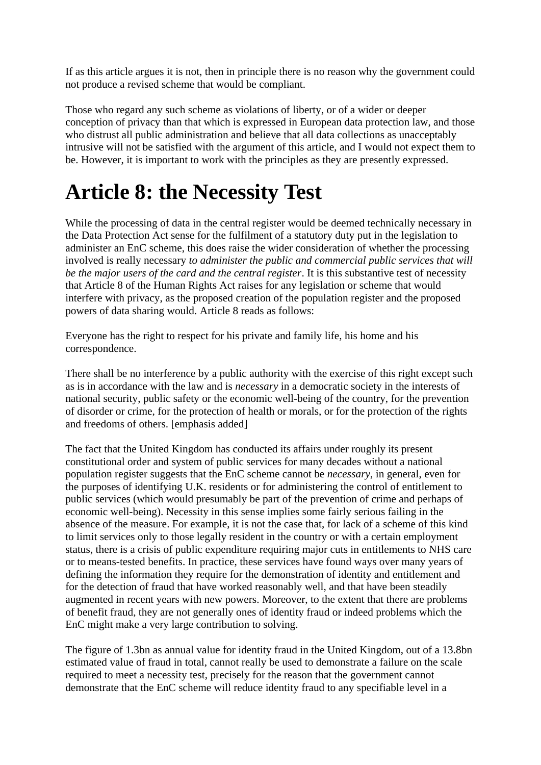If as this article argues it is not, then in principle there is no reason why the government could not produce a revised scheme that would be compliant.

Those who regard any such scheme as violations of liberty, or of a wider or deeper conception of privacy than that which is expressed in European data protection law, and those who distrust all public administration and believe that all data collections as unacceptably intrusive will not be satisfied with the argument of this article, and I would not expect them to be. However, it is important to work with the principles as they are presently expressed.

# Article 8: the Necessity Test

While the processing of data in the central register would be deemed technically necessary in the Data Protection Act sense for the fulfilment of a statutory duty put in the legislation to administer an EnC scheme, this does raise the wider consideration of whether the processing involved is really necessary *to administer the public and commercial public services that will be the major users of the card and the central register*. It is this substantive test of necessity that Article 8 of the Human Rights Act raises for any legislation or scheme that would interfere with privacy, as the proposed creation of the population register and the proposed powers of data sharing would. Article 8 reads as follows:

Everyone has the right to respect for his private and family life, his home and his correspondence.

There shall be no interference by a public authority with the exercise of this right except such as is in accordance with the law and is *necessary* in a democratic society in the interests of national security, public safety or the economic well-being of the country, for the prevention of disorder or crime, for the protection of health or morals, or for the protection of the rights and freedoms of others. [emphasis added]

The fact that the United Kingdom has conducted its affairs under roughly its present constitutional order and system of public services for many decades without a national population register suggests that the EnC scheme cannot be *necessary*, in general, even for the purposes of identifying U.K. residents or for administering the control of entitlement to public services (which would presumably be part of the prevention of crime and perhaps of economic well-being). Necessity in this sense implies some fairly serious failing in the absence of the measure. For example, it is not the case that, for lack of a scheme of this kind to limit services only to those legally resident in the country or with a certain employment status, there is a crisis of public expenditure requiring major cuts in entitlements to NHS care or to means-tested benefits. In practice, these services have found ways over many years of defining the information they require for the demonstration of identity and entitlement and for the detection of fraud that have worked reasonably well, and that have been steadily augmented in recent years with new powers. Moreover, to the extent that there are problems of benefit fraud, they are not generally ones of identity fraud or indeed problems which the EnC might make a very large contribution to solving.

The figure of 1.3bn as annual value for identity fraud in the United Kingdom, out of a 13.8bn estimated value of fraud in total, cannot really be used to demonstrate a failure on the scale required to meet a necessity test, precisely for the reason that the government cannot demonstrate that the EnC scheme will reduce identity fraud to any specifiable level in a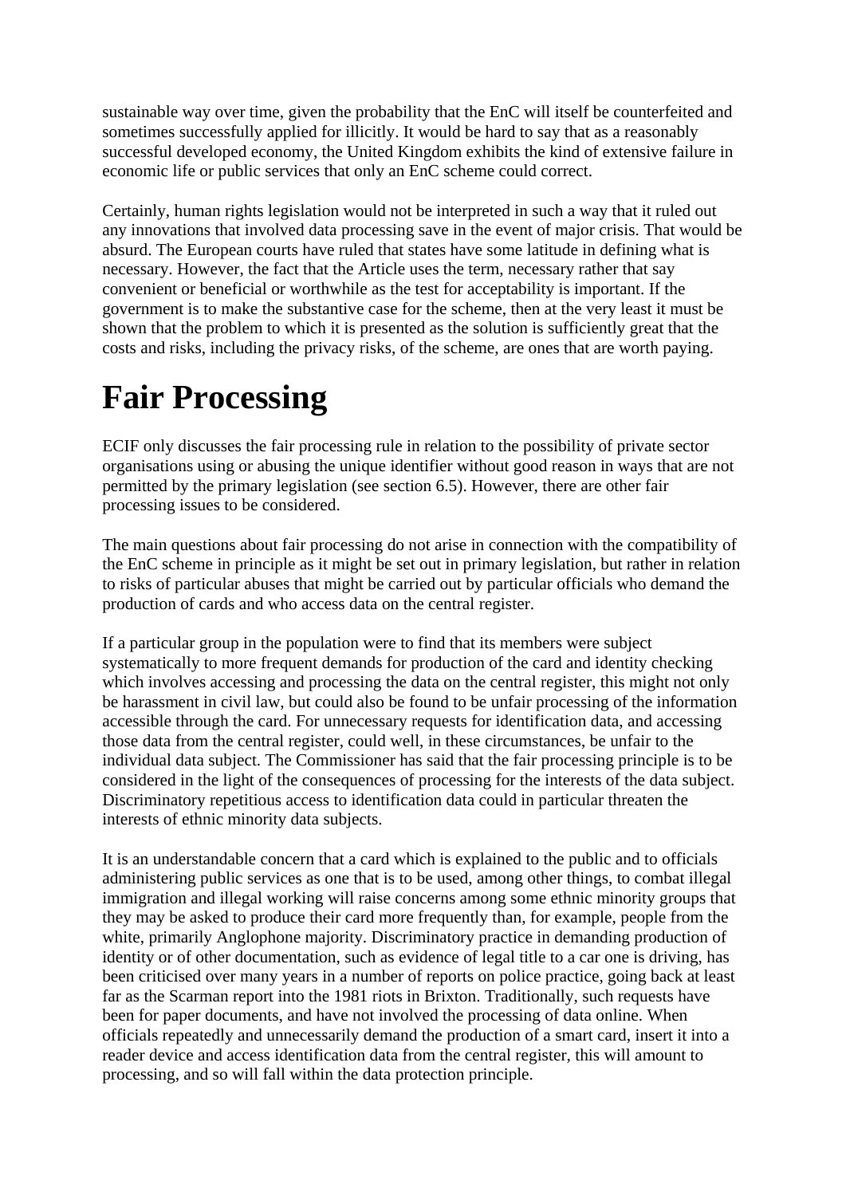sustainable way over time, given the probability that the EnC will itself be counterfeited and sometimes successfully applied for illicitly. It would be hard to say that as a reasonably successful developed economy, the United Kingdom exhibits the kind of extensive failure in economic life or public services that only an EnC scheme could correct.

Certainly, human rights legislation would not be interpreted in such a way that it ruled out any innovations that involved data processing save in the event of major crisis. That would be absurd. The European courts have ruled that states have some latitude in defining what is necessary. However, the fact that the Article uses the term, necessary rather that say convenient or beneficial or worthwhile as the test for acceptability is important. If the government is to make the substantive case for the scheme, then at the very least it must be shown that the problem to which it is presented as the solution is sufficiently great that the costs and risks, including the privacy risks, of the scheme, are ones that are worth paying.

# Fair Processing

ECIF only discusses the fair processing rule in relation to the possibility of private sector organisations using or abusing the unique identifier without good reason in ways that are not permitted by the primary legislation (see section 6.5). However, there are other fair processing issues to be considered.

The main questions about fair processing do not arise in connection with the compatibility of the EnC scheme in principle as it might be set out in primary legislation, but rather in relation to risks of particular abuses that might be carried out by particular officials who demand the production of cards and who access data on the central register.

If a particular group in the population were to find that its members were subject systematically to more frequent demands for production of the card and identity checking which involves accessing and processing the data on the central register, this might not only be harassment in civil law, but could also be found to be unfair processing of the information accessible through the card. For unnecessary requests for identification data, and accessing those data from the central register, could well, in these circumstances, be unfair to the individual data subject. The Commissioner has said that the fair processing principle is to be considered in the light of the consequences of processing for the interests of the data subject. Discriminatory repetitious access to identification data could in particular threaten the interests of ethnic minority data subjects.

It is an understandable concern that a card which is explained to the public and to officials administering public services as one that is to be used, among other things, to combat illegal immigration and illegal working will raise concerns among some ethnic minority groups that they may be asked to produce their card more frequently than, for example, people from the white, primarily Anglophone majority. Discriminatory practice in demanding production of identity or of other documentation, such as evidence of legal title to a car one is driving, has been criticised over many years in a number of reports on police practice, going back at least far as the Scarman report into the 1981 riots in Brixton. Traditionally, such requests have been for paper documents, and have not involved the processing of data online. When officials repeatedly and unnecessarily demand the production of a smart card, insert it into a reader device and access identification data from the central register, this will amount to processing, and so will fall within the data protection principle.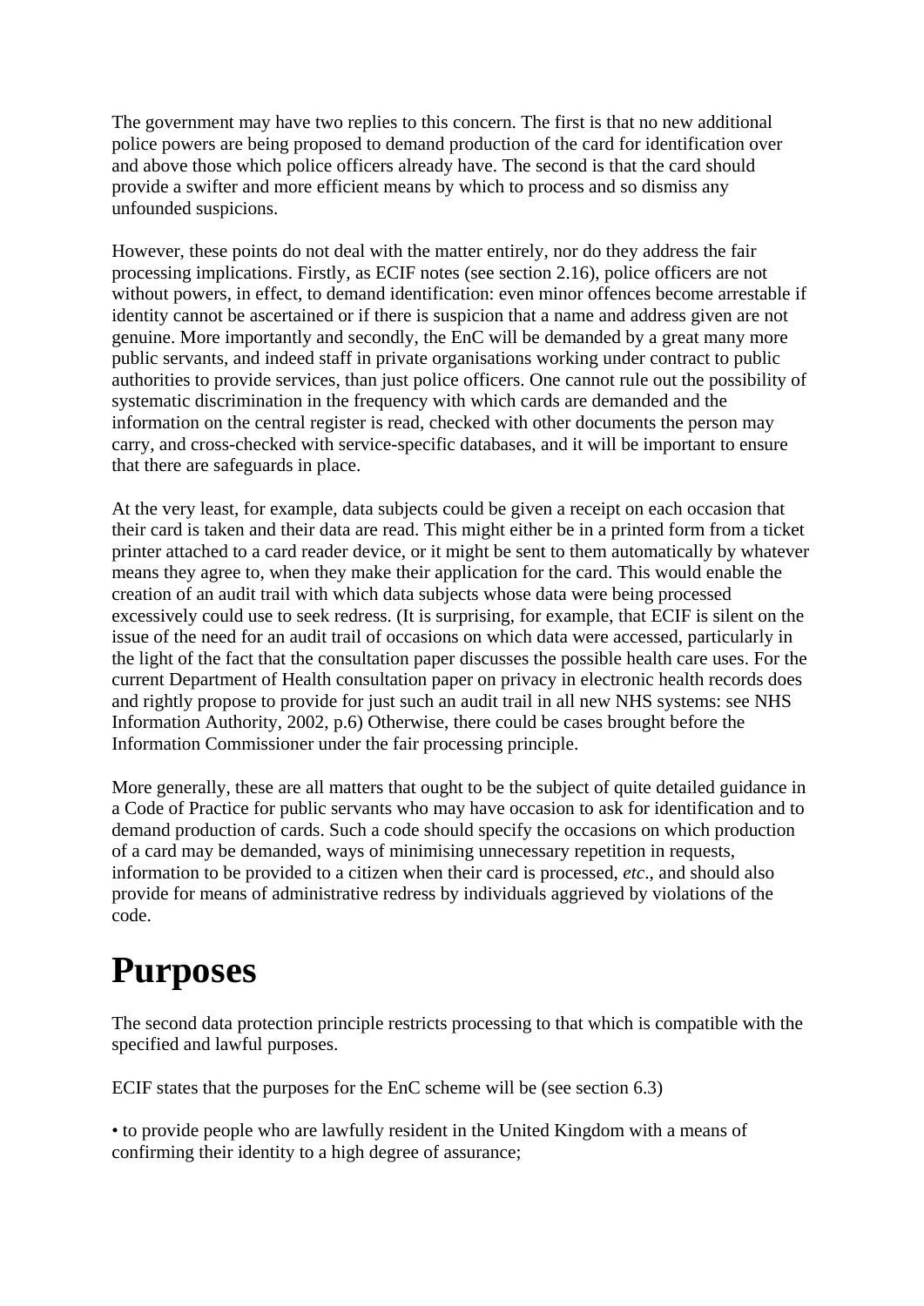The government may have two replies to this concern. The first is that no new additional police powers are being proposed to demand production of the card for identification over and above those which police officers already have. The second is that the card should provide a swifter and more efficient means by which to process and so dismiss any unfounded suspicions.

However, these points do not deal with the matter entirely, nor do they address the fair processing implications. Firstly, as ECIF notes (see section 2.16), police officers are not without powers, in effect, to demand identification: even minor offences become arrestable if identity cannot be ascertained or if there is suspicion that a name and address given are not genuine. More importantly and secondly, the EnC will be demanded by a great many more public servants, and indeed staff in private organisations working under contract to public authorities to provide services, than just police officers. One cannot rule out the possibility of systematic discrimination in the frequency with which cards are demanded and the information on the central register is read, checked with other documents the person may carry, and cross-checked with service-specific databases, and it will be important to ensure that there are safeguards in place.

At the very least, for example, data subjects could be given a receipt on each occasion that their card is taken and their data are read. This might either be in a printed form from a ticket printer attached to a card reader device, or it might be sent to them automatically by whatever means they agree to, when they make their application for the card. This would enable the creation of an audit trail with which data subjects whose data were being processed excessively could use to seek redress. (It is surprising, for example, that ECIF is silent on the issue of the need for an audit trail of occasions on which data were accessed, particularly in the light of the fact that the consultation paper discusses the possible health care uses. For the current Department of Health consultation paper on privacy in electronic health records does and rightly propose to provide for just such an audit trail in all new NHS systems: see NHS Information Authority, 2002, p.6) Otherwise, there could be cases brought before the Information Commissioner under the fair processing principle.

More generally, these are all matters that ought to be the subject of quite detailed guidance in a Code of Practice for public servants who may have occasion to ask for identification and to demand production of cards. Such a code should specify the occasions on which production of a card may be demanded, ways of minimising unnecessary repetition in requests, information to be provided to a citizen when their card is processed, *etc*., and should also provide for means of administrative redress by individuals aggrieved by violations of the code.

# Purposes

The second data protection principle restricts processing to that which is compatible with the specified and lawful purposes.

ECIF states that the purposes for the EnC scheme will be (see section 6.3)

• to provide people who are lawfully resident in the United Kingdom with a means of confirming their identity to a high degree of assurance;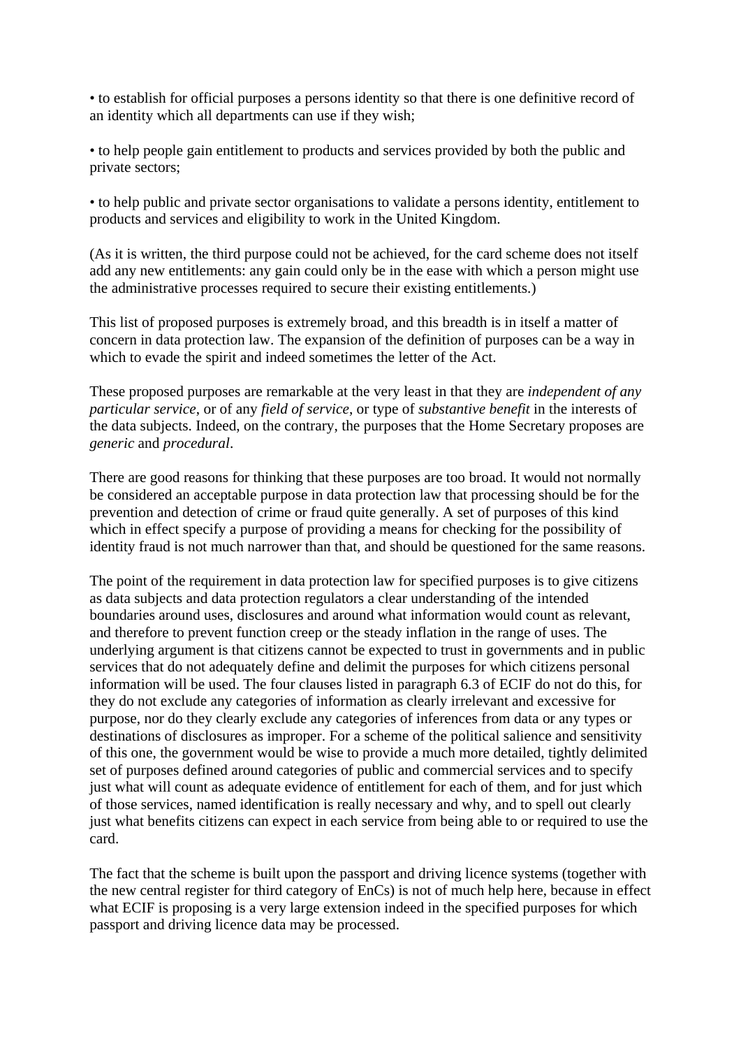• to establish for official purposes a persons identity so that there is one definitive record of an identity which all departments can use if they wish;

• to help people gain entitlement to products and services provided by both the public and private sectors;

• to help public and private sector organisations to validate a persons identity, entitlement to products and services and eligibility to work in the United Kingdom.

(As it is written, the third purpose could not be achieved, for the card scheme does not itself add any new entitlements: any gain could only be in the ease with which a person might use the administrative processes required to secure their existing entitlements.)

This list of proposed purposes is extremely broad, and this breadth is in itself a matter of concern in data protection law. The expansion of the definition of purposes can be a way in which to evade the spirit and indeed sometimes the letter of the Act.

These proposed purposes are remarkable at the very least in that they are *independent of any particular service*, or of any *field of service*, or type of *substantive benefit* in the interests of the data subjects. Indeed, on the contrary, the purposes that the Home Secretary proposes are *generic* and *procedural*.

There are good reasons for thinking that these purposes are too broad. It would not normally be considered an acceptable purpose in data protection law that processing should be for the prevention and detection of crime or fraud quite generally. A set of purposes of this kind which in effect specify a purpose of providing a means for checking for the possibility of identity fraud is not much narrower than that, and should be questioned for the same reasons.

The point of the requirement in data protection law for specified purposes is to give citizens as data subjects and data protection regulators a clear understanding of the intended boundaries around uses, disclosures and around what information would count as relevant, and therefore to prevent function creep or the steady inflation in the range of uses. The underlying argument is that citizens cannot be expected to trust in governments and in public services that do not adequately define and delimit the purposes for which citizens personal information will be used. The four clauses listed in paragraph 6.3 of ECIF do not do this, for they do not exclude any categories of information as clearly irrelevant and excessive for purpose, nor do they clearly exclude any categories of inferences from data or any types or destinations of disclosures as improper. For a scheme of the political salience and sensitivity of this one, the government would be wise to provide a much more detailed, tightly delimited set of purposes defined around categories of public and commercial services and to specify just what will count as adequate evidence of entitlement for each of them, and for just which of those services, named identification is really necessary and why, and to spell out clearly just what benefits citizens can expect in each service from being able to or required to use the card.

The fact that the scheme is built upon the passport and driving licence systems (together with the new central register for third category of EnCs) is not of much help here, because in effect what ECIF is proposing is a very large extension indeed in the specified purposes for which passport and driving licence data may be processed.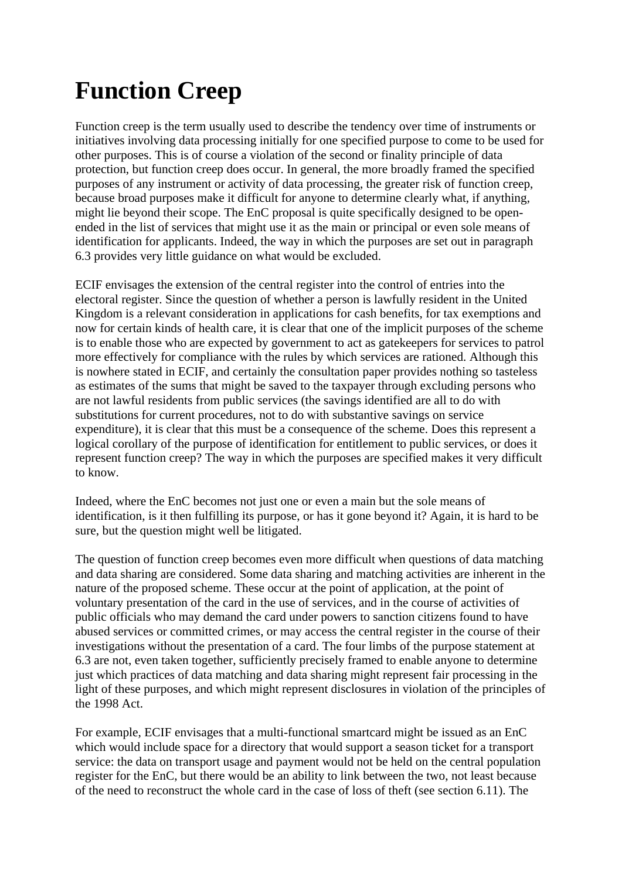# Function Creep

Function creep is the term usually used to describe the tendency over time of instruments or initiatives involving data processing initially for one specified purpose to come to be used for other purposes. This is of course a violation of the second or finality principle of data protection, but function creep does occur. In general, the more broadly framed the specified purposes of any instrument or activity of data processing, the greater risk of function creep, because broad purposes make it difficult for anyone to determine clearly what, if anything, might lie beyond their scope. The EnC proposal is quite specifically designed to be open-ended in the list of services that might use it as the main or principal or even sole means of identification for applicants. Indeed, the way in which the purposes are set out in paragraph 6.3 provides very little guidance on what would be excluded.

ECIF envisages the extension of the central register into the control of entries into the electoral register. Since the question of whether a person is lawfully resident in the United Kingdom is a relevant consideration in applications for cash benefits, for tax exemptions and now for certain kinds of health care, it is clear that one of the implicit purposes of the scheme is to enable those who are expected by government to act as gatekeepers for services to patrol more effectively for compliance with the rules by which services are rationed. Although this is nowhere stated in ECIF, and certainly the consultation paper provides nothing so tasteless as estimates of the sums that might be saved to the taxpayer through excluding persons who are not lawful residents from public services (the savings identified are all to do with substitutions for current procedures, not to do with substantive savings on service expenditure), it is clear that this must be a consequence of the scheme. Does this represent a logical corollary of the purpose of identification for entitlement to public services, or does it represent function creep? The way in which the purposes are specified makes it very difficult to know.

Indeed, where the EnC becomes not just one or even a main but the sole means of identification, is it then fulfilling its purpose, or has it gone beyond it? Again, it is hard to be sure, but the question might well be litigated.

The question of function creep becomes even more difficult when questions of data matching and data sharing are considered. Some data sharing and matching activities are inherent in the nature of the proposed scheme. These occur at the point of application, at the point of voluntary presentation of the card in the use of services, and in the course of activities of public officials who may demand the card under powers to sanction citizens found to have abused services or committed crimes, or may access the central register in the course of their investigations without the presentation of a card. The four limbs of the purpose statement at 6.3 are not, even taken together, sufficiently precisely framed to enable anyone to determine just which practices of data matching and data sharing might represent fair processing in the light of these purposes, and which might represent disclosures in violation of the principles of the 1998 Act.

For example, ECIF envisages that a multi-functional smartcard might be issued as an EnC which would include space for a directory that would support a season ticket for a transport service: the data on transport usage and payment would not be held on the central population register for the EnC, but there would be an ability to link between the two, not least because of the need to reconstruct the whole card in the case of loss of theft (see section 6.11). The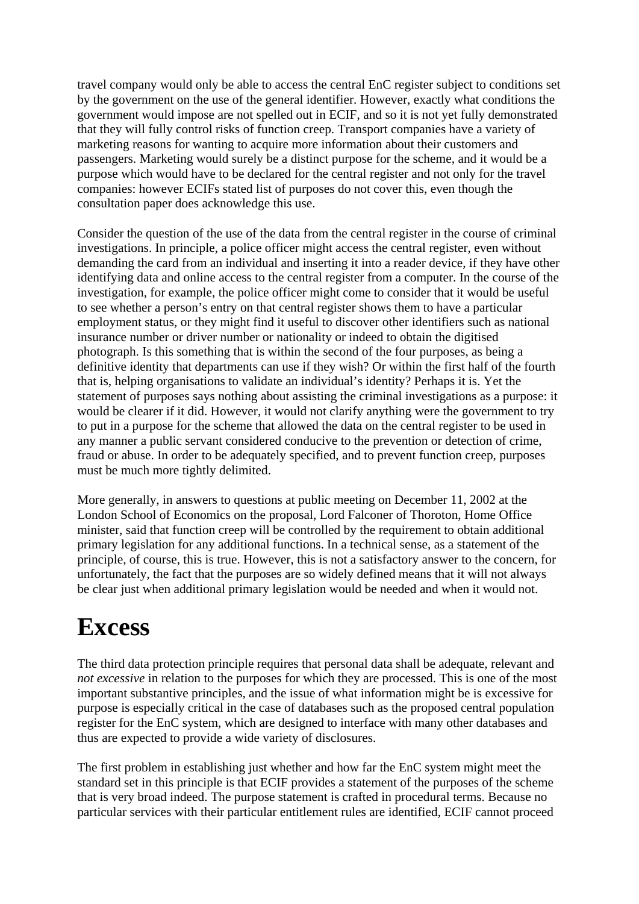travel company would only be able to access the central EnC register subject to conditions set by the government on the use of the general identifier. However, exactly what conditions the government would impose are not spelled out in ECIF, and so it is not yet fully demonstrated that they will fully control risks of function creep. Transport companies have a variety of marketing reasons for wanting to acquire more information about their customers and passengers. Marketing would surely be a distinct purpose for the scheme, and it would be a purpose which would have to be declared for the central register and not only for the travel companies: however ECIFs stated list of purposes do not cover this, even though the consultation paper does acknowledge this use.

Consider the question of the use of the data from the central register in the course of criminal investigations. In principle, a police officer might access the central register, even without demanding the card from an individual and inserting it into a reader device, if they have other identifying data and online access to the central register from a computer. In the course of the investigation, for example, the police officer might come to consider that it would be useful to see whether a person's entry on that central register shows them to have a particular employment status, or they might find it useful to discover other identifiers such as national insurance number or driver number or nationality or indeed to obtain the digitised photograph. Is this something that is within the second of the four purposes, as being a definitive identity that departments can use if they wish? Or within the first half of the fourth that is, helping organisations to validate an individual's identity? Perhaps it is. Yet the statement of purposes says nothing about assisting the criminal investigations as a purpose: it would be clearer if it did. However, it would not clarify anything were the government to try to put in a purpose for the scheme that allowed the data on the central register to be used in any manner a public servant considered conducive to the prevention or detection of crime, fraud or abuse. In order to be adequately specified, and to prevent function creep, purposes must be much more tightly delimited.

More generally, in answers to questions at public meeting on December 11, 2002 at the London School of Economics on the proposal, Lord Falconer of Thoroton, Home Office minister, said that function creep will be controlled by the requirement to obtain additional primary legislation for any additional functions. In a technical sense, as a statement of the principle, of course, this is true. However, this is not a satisfactory answer to the concern, for unfortunately, the fact that the purposes are so widely defined means that it will not always be clear just when additional primary legislation would be needed and when it would not.

# Excess

The third data protection principle requires that personal data shall be adequate, relevant and *not excessive* in relation to the purposes for which they are processed. This is one of the most important substantive principles, and the issue of what information might be is excessive for purpose is especially critical in the case of databases such as the proposed central population register for the EnC system, which are designed to interface with many other databases and thus are expected to provide a wide variety of disclosures.

The first problem in establishing just whether and how far the EnC system might meet the standard set in this principle is that ECIF provides a statement of the purposes of the scheme that is very broad indeed. The purpose statement is crafted in procedural terms. Because no particular services with their particular entitlement rules are identified, ECIF cannot proceed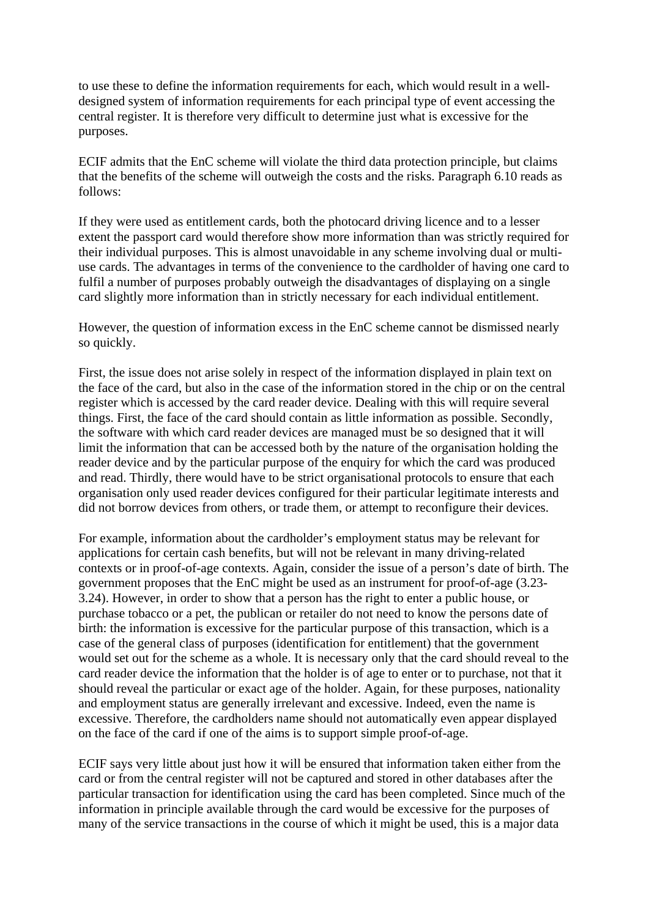to use these to define the information requirements for each, which would result in a well-designed system of information requirements for each principal type of event accessing the central register. It is therefore very difficult to determine just what is excessive for the purposes.

ECIF admits that the EnC scheme will violate the third data protection principle, but claims that the benefits of the scheme will outweigh the costs and the risks. Paragraph 6.10 reads as follows:

If they were used as entitlement cards, both the photocard driving licence and to a lesser extent the passport card would therefore show more information than was strictly required for their individual purposes. This is almost unavoidable in any scheme involving dual or multi-use cards. The advantages in terms of the convenience to the cardholder of having one card to fulfil a number of purposes probably outweigh the disadvantages of displaying on a single card slightly more information than in strictly necessary for each individual entitlement.

However, the question of information excess in the EnC scheme cannot be dismissed nearly so quickly.

First, the issue does not arise solely in respect of the information displayed in plain text on the face of the card, but also in the case of the information stored in the chip or on the central register which is accessed by the card reader device. Dealing with this will require several things. First, the face of the card should contain as little information as possible. Secondly, the software with which card reader devices are managed must be so designed that it will limit the information that can be accessed both by the nature of the organisation holding the reader device and by the particular purpose of the enquiry for which the card was produced and read. Thirdly, there would have to be strict organisational protocols to ensure that each organisation only used reader devices configured for their particular legitimate interests and did not borrow devices from others, or trade them, or attempt to reconfigure their devices.

For example, information about the cardholder's employment status may be relevant for applications for certain cash benefits, but will not be relevant in many driving-related contexts or in proof-of-age contexts. Again, consider the issue of a person's date of birth. The government proposes that the EnC might be used as an instrument for proof-of-age (3.23-3.24). However, in order to show that a person has the right to enter a public house, or purchase tobacco or a pet, the publican or retailer do not need to know the persons date of birth: the information is excessive for the particular purpose of this transaction, which is a case of the general class of purposes (identification for entitlement) that the government would set out for the scheme as a whole. It is necessary only that the card should reveal to the card reader device the information that the holder is of age to enter or to purchase, not that it should reveal the particular or exact age of the holder. Again, for these purposes, nationality and employment status are generally irrelevant and excessive. Indeed, even the name is excessive. Therefore, the cardholders name should not automatically even appear displayed on the face of the card if one of the aims is to support simple proof-of-age.

ECIF says very little about just how it will be ensured that information taken either from the card or from the central register will not be captured and stored in other databases after the particular transaction for identification using the card has been completed. Since much of the information in principle available through the card would be excessive for the purposes of many of the service transactions in the course of which it might be used, this is a major data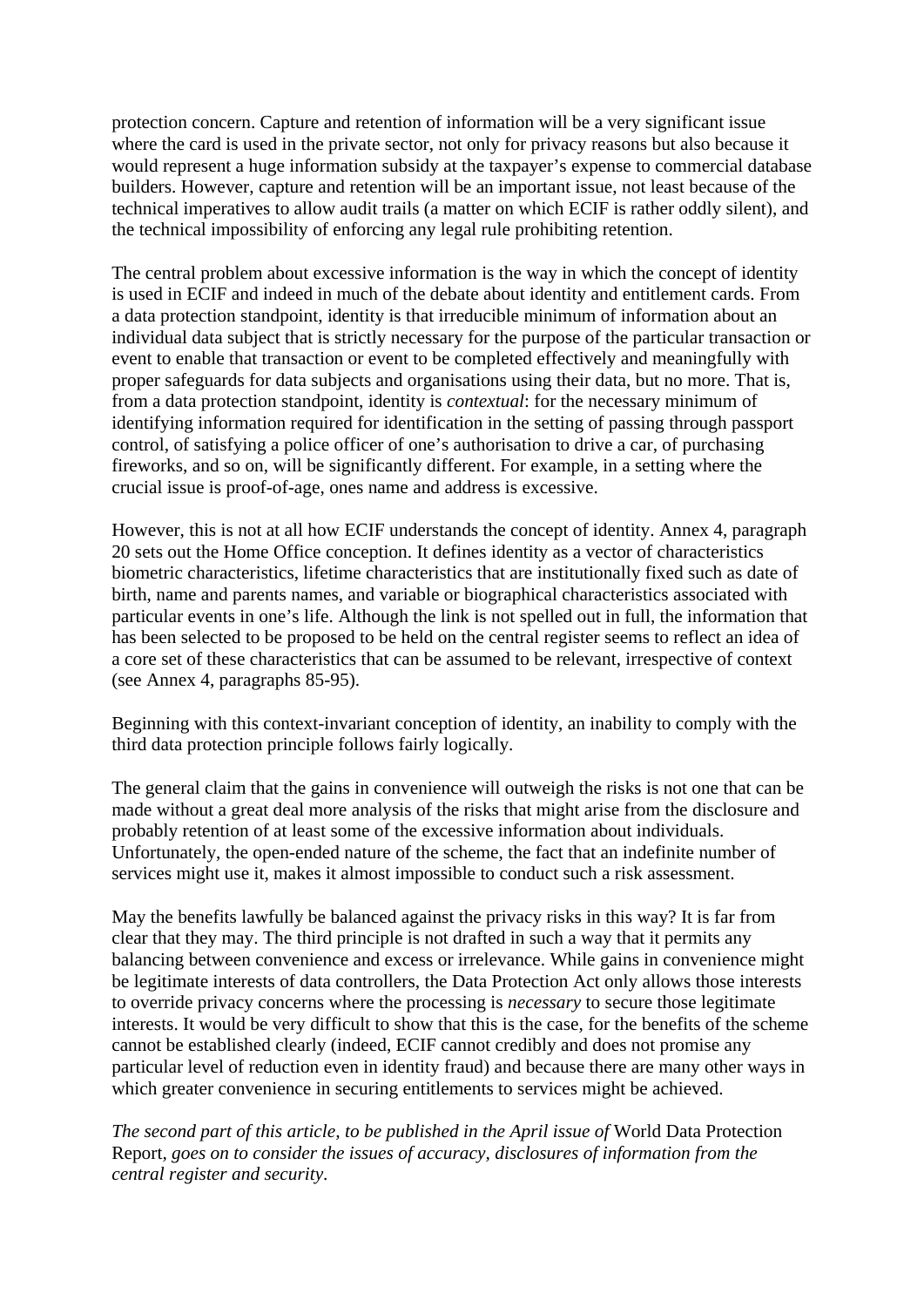protection concern. Capture and retention of information will be a very significant issue where the card is used in the private sector, not only for privacy reasons but also because it would represent a huge information subsidy at the taxpayer's expense to commercial database builders. However, capture and retention will be an important issue, not least because of the technical imperatives to allow audit trails (a matter on which ECIF is rather oddly silent), and the technical impossibility of enforcing any legal rule prohibiting retention.

The central problem about excessive information is the way in which the concept of identity is used in ECIF and indeed in much of the debate about identity and entitlement cards. From a data protection standpoint, identity is that irreducible minimum of information about an individual data subject that is strictly necessary for the purpose of the particular transaction or event to enable that transaction or event to be completed effectively and meaningfully with proper safeguards for data subjects and organisations using their data, but no more. That is, from a data protection standpoint, identity is *contextual*: for the necessary minimum of identifying information required for identification in the setting of passing through passport control, of satisfying a police officer of one's authorisation to drive a car, of purchasing fireworks, and so on, will be significantly different. For example, in a setting where the crucial issue is proof-of-age, ones name and address is excessive.

However, this is not at all how ECIF understands the concept of identity. Annex 4, paragraph 20 sets out the Home Office conception. It defines identity as a vector of characteristics biometric characteristics, lifetime characteristics that are institutionally fixed such as date of birth, name and parents names, and variable or biographical characteristics associated with particular events in one's life. Although the link is not spelled out in full, the information that has been selected to be proposed to be held on the central register seems to reflect an idea of a core set of these characteristics that can be assumed to be relevant, irrespective of context (see Annex 4, paragraphs 85-95).

Beginning with this context-invariant conception of identity, an inability to comply with the third data protection principle follows fairly logically.

The general claim that the gains in convenience will outweigh the risks is not one that can be made without a great deal more analysis of the risks that might arise from the disclosure and probably retention of at least some of the excessive information about individuals. Unfortunately, the open-ended nature of the scheme, the fact that an indefinite number of services might use it, makes it almost impossible to conduct such a risk assessment.

May the benefits lawfully be balanced against the privacy risks in this way? It is far from clear that they may. The third principle is not drafted in such a way that it permits any balancing between convenience and excess or irrelevance. While gains in convenience might be legitimate interests of data controllers, the Data Protection Act only allows those interests to override privacy concerns where the processing is *necessary* to secure those legitimate interests. It would be very difficult to show that this is the case, for the benefits of the scheme cannot be established clearly (indeed, ECIF cannot credibly and does not promise any particular level of reduction even in identity fraud) and because there are many other ways in which greater convenience in securing entitlements to services might be achieved.

*The second part of this article, to be published in the April issue of* World Data Protection Report, *goes on to consider the issues of accuracy, disclosures of information from the central register and security*.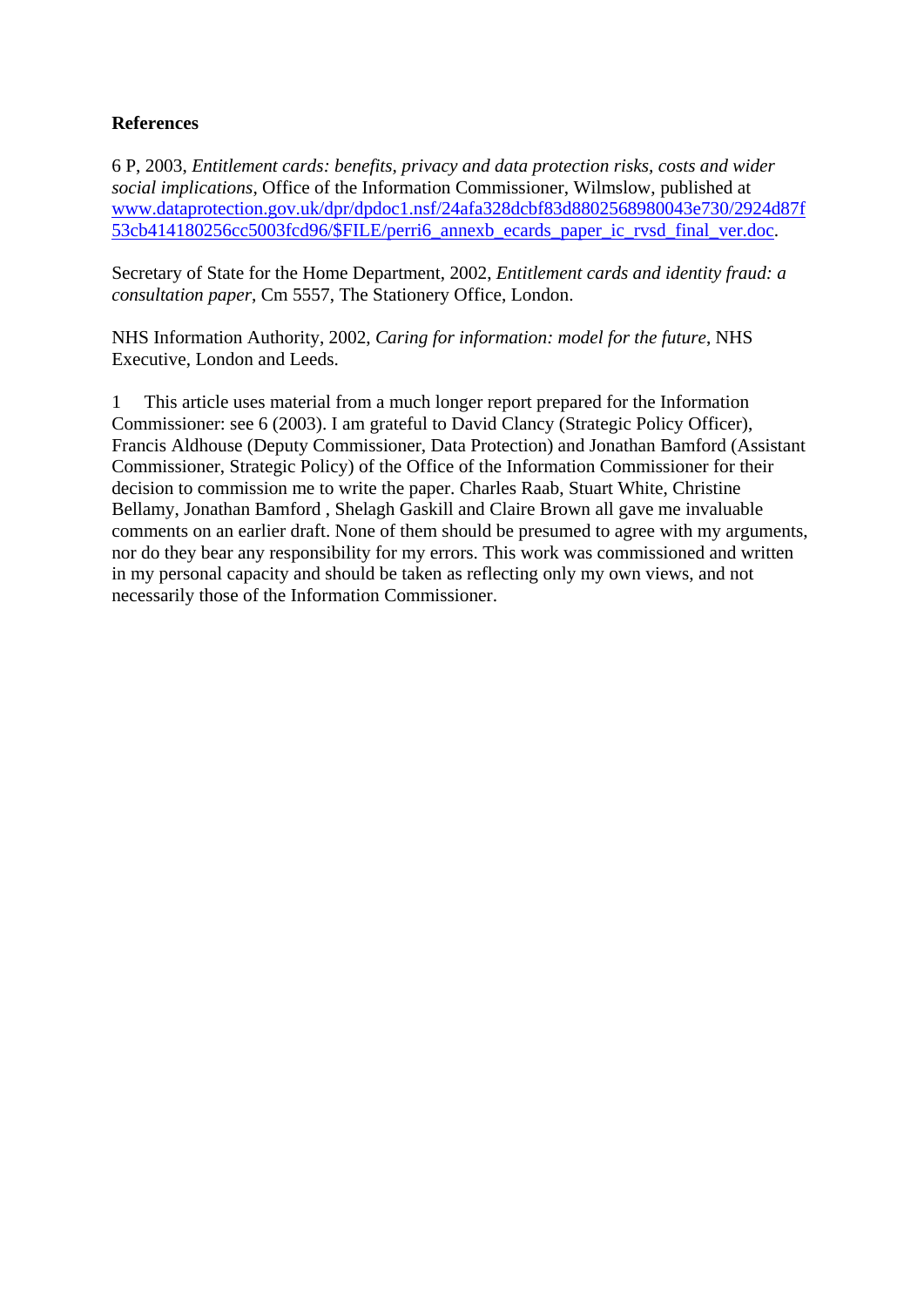**References**

6 P, 2003, *Entitlement cards: benefits, privacy and data protection risks, costs and wider social implications*, Office of the Information Commissioner, Wilmslow, published at www.dataprotection.gov.uk/dpr/dpdoc1.nsf/24afa328dcbf83d8802568980043e730/2924d87f53cb414180256cc5003fcd96/$FILE/perri6_annexb_ecards_paper_ic_rvsd_final_ver.doc.

Secretary of State for the Home Department, 2002, *Entitlement cards and identity fraud: a consultation paper*, Cm 5557, The Stationery Office, London.

NHS Information Authority, 2002, *Caring for information: model for the future*, NHS Executive, London and Leeds.

1 This article uses material from a much longer report prepared for the Information Commissioner: see 6 (2003). I am grateful to David Clancy (Strategic Policy Officer), Francis Aldhouse (Deputy Commissioner, Data Protection) and Jonathan Bamford (Assistant Commissioner, Strategic Policy) of the Office of the Information Commissioner for their decision to commission me to write the paper. Charles Raab, Stuart White, Christine Bellamy, Jonathan Bamford , Shelagh Gaskill and Claire Brown all gave me invaluable comments on an earlier draft. None of them should be presumed to agree with my arguments, nor do they bear any responsibility for my errors. This work was commissioned and written in my personal capacity and should be taken as reflecting only my own views, and not necessarily those of the Information Commissioner.